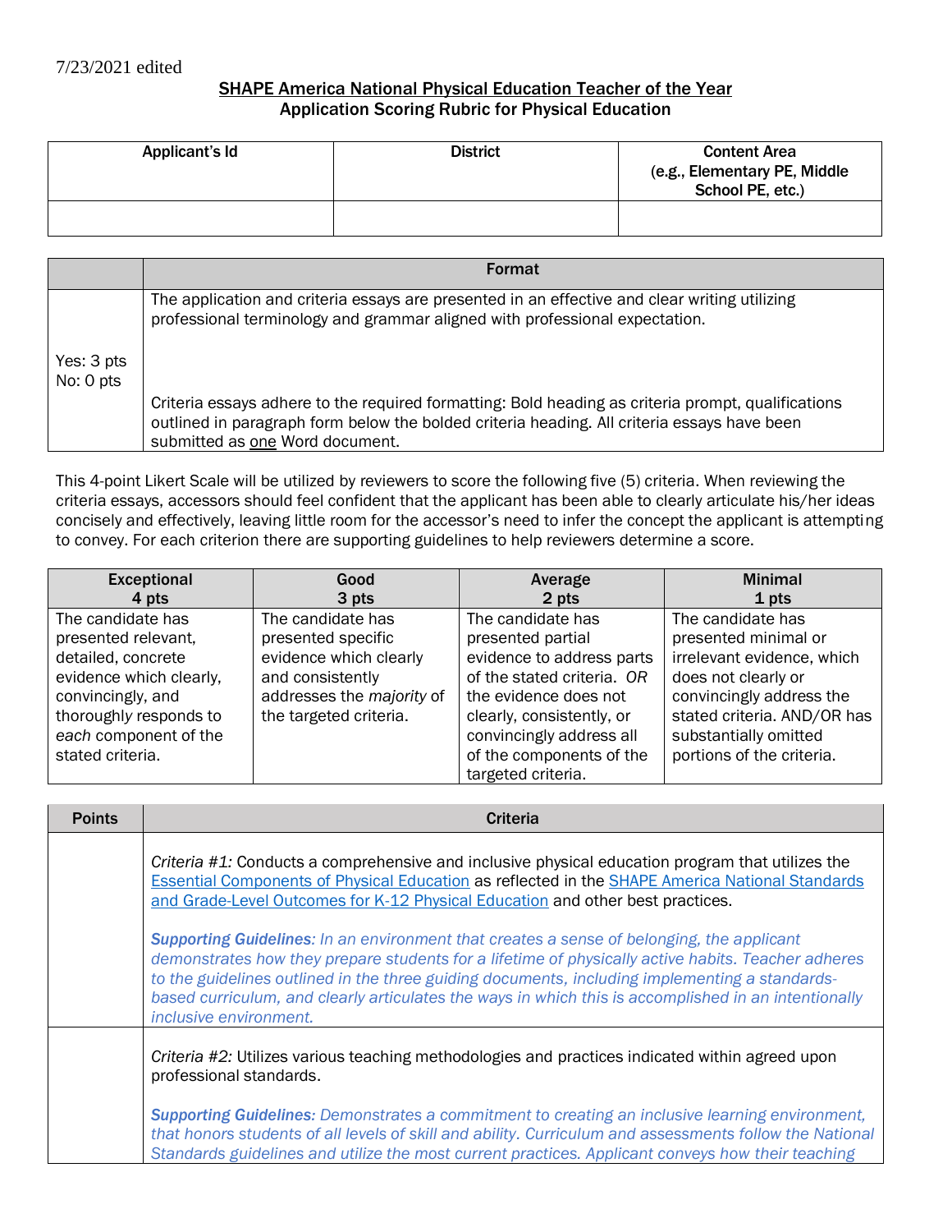7/23/2021 edited

## SHAPE America National Physical Education Teacher of the Year
### Application Scoring Rubric for Physical Education

| Applicant's Id | District | Content Area (e.g., Elementary PE, Middle School PE, etc.) |
|---|---|---|
| | | |

| | Format |
|---|---|
| Yes: 3 pts<br>No: 0 pts | The application and criteria essays are presented in an effective and clear writing utilizing professional terminology and grammar aligned with professional expectation.<br><br>Criteria essays adhere to the required formatting: Bold heading as criteria prompt, qualifications outlined in paragraph form below the bolded criteria heading. All criteria essays have been submitted as <u>one</u> Word document. |

This 4-point Likert Scale will be utilized by reviewers to score the following five (5) criteria. When reviewing the criteria essays, accessors should feel confident that the applicant has been able to clearly articulate his/her ideas concisely and effectively, leaving little room for the accessor's need to infer the concept the applicant is attempting to convey. For each criterion there are supporting guidelines to help reviewers determine a score.

| Exceptional 4 pts | Good 3 pts | Average 2 pts | Minimal 1 pts |
|---|---|---|---|
| The candidate has presented relevant, detailed, concrete evidence which clearly, convincingly, and thoroughly responds to *each* component of the stated criteria. | The candidate has presented specific evidence which clearly and consistently addresses the *majority* of the targeted criteria. | The candidate has presented partial evidence to address parts of the stated criteria. *OR* the evidence does not clearly, consistently, or convincingly address all of the components of the targeted criteria. | The candidate has presented minimal or irrelevant evidence, which does not clearly or convincingly address the stated criteria. AND/OR has substantially omitted portions of the criteria. |

| Points | Criteria |
|---|---|
| | *Criteria #1:* Conducts a comprehensive and inclusive physical education program that utilizes the Essential Components of Physical Education as reflected in the SHAPE America National Standards and Grade-Level Outcomes for K-12 Physical Education and other best practices.<br><br>***Supporting Guidelines**: In an environment that creates a sense of belonging, the applicant demonstrates how they prepare students for a lifetime of physically active habits. Teacher adheres to the guidelines outlined in the three guiding documents, including implementing a standards-based curriculum, and clearly articulates the ways in which this is accomplished in an intentionally inclusive environment.* |
| | *Criteria #2:* Utilizes various teaching methodologies and practices indicated within agreed upon professional standards.<br><br>***Supporting Guidelines:** Demonstrates a commitment to creating an inclusive learning environment, that honors students of all levels of skill and ability. Curriculum and assessments follow the National Standards guidelines and utilize the most current practices. Applicant conveys how their teaching* |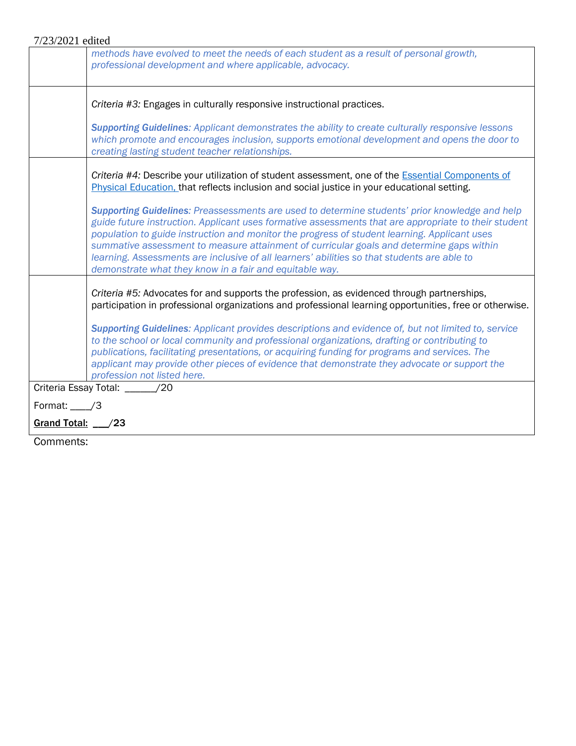7/23/2021 edited

| | |
|---|---|
| | *methods have evolved to meet the needs of each student as a result of personal growth, professional development and where applicable, advocacy.* |
| | *Criteria #3:* Engages in culturally responsive instructional practices.<br><br>***Supporting Guidelines**: Applicant demonstrates the ability to create culturally responsive lessons which promote and encourages inclusion, supports emotional development and opens the door to creating lasting student teacher relationships.* |
| | *Criteria #4:* Describe your utilization of student assessment, one of the Essential Components of Physical Education, that reflects inclusion and social justice in your educational setting.<br><br>***Supporting Guidelines**: Preassessments are used to determine students' prior knowledge and help guide future instruction. Applicant uses formative assessments that are appropriate to their student population to guide instruction and monitor the progress of student learning. Applicant uses summative assessment to measure attainment of curricular goals and determine gaps within learning. Assessments are inclusive of all learners' abilities so that students are able to demonstrate what they know in a fair and equitable way.* |
| | *Criteria #5:* Advocates for and supports the profession, as evidenced through partnerships, participation in professional organizations and professional learning opportunities, free or otherwise.<br><br>***Supporting Guidelines**: Applicant provides descriptions and evidence of, but not limited to, service to the school or local community and professional organizations, drafting or contributing to publications, facilitating presentations, or acquiring funding for programs and services. The applicant may provide other pieces of evidence that demonstrate they advocate or support the profession not listed here.* |
| Criteria Essay Total: ______/20<br><br>Format: ____/3<br><br>**Grand Total: ___/23** | |

Comments: